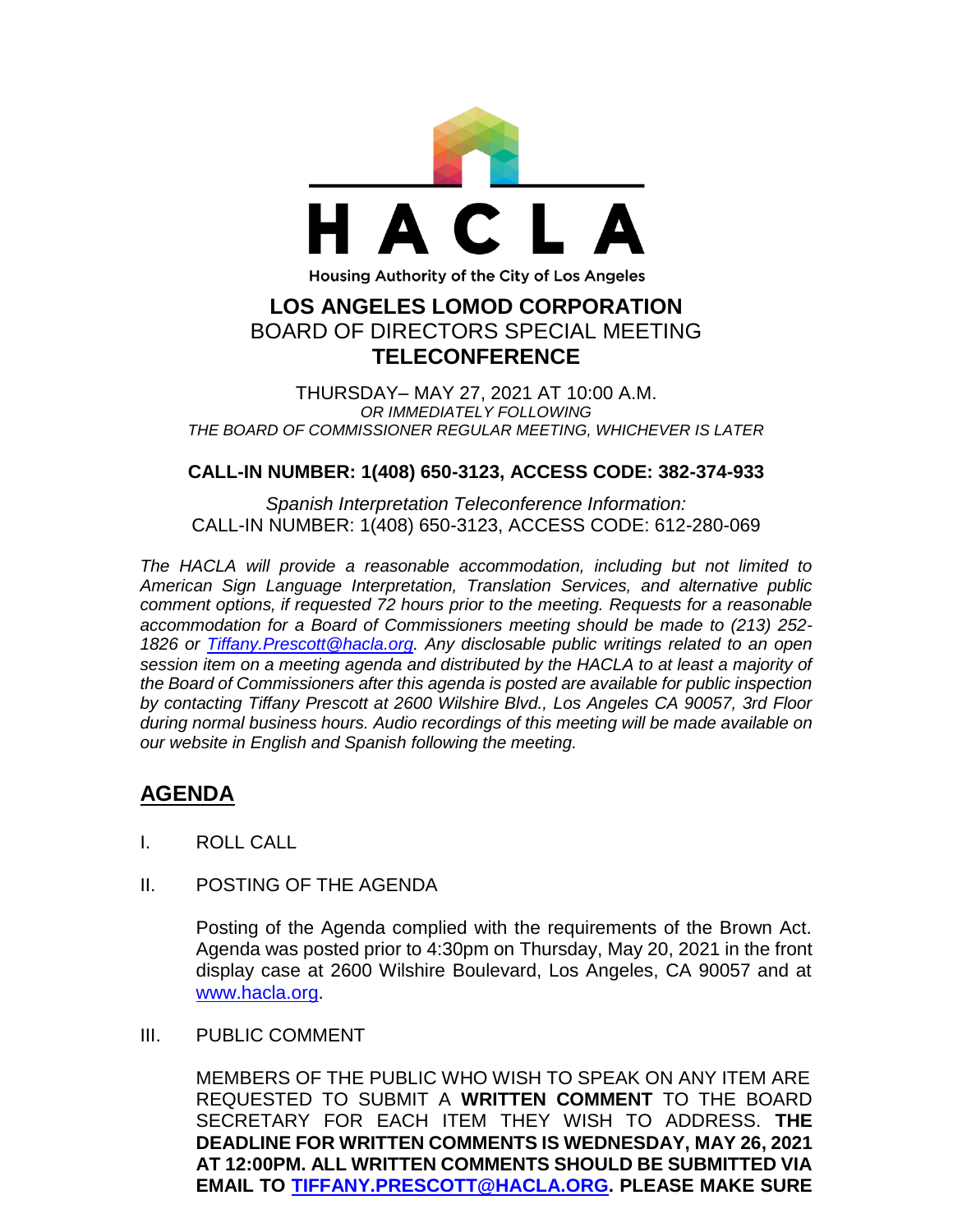HACLA

Housing Authority of the City of Los Angeles

# LOS ANGELES LOMOD CORPORATION
## BOARD OF DIRECTORS SPECIAL MEETING
## TELECONFERENCE

THURSDAY– MAY 27, 2021 AT 10:00 A.M.
*OR IMMEDIATELY FOLLOWING*
*THE BOARD OF COMMISSIONER REGULAR MEETING, WHICHEVER IS LATER*

**CALL-IN NUMBER: 1(408) 650-3123, ACCESS CODE: 382-374-933**

*Spanish Interpretation Teleconference Information:*
CALL-IN NUMBER: 1(408) 650-3123, ACCESS CODE: 612-280-069

*The HACLA will provide a reasonable accommodation, including but not limited to American Sign Language Interpretation, Translation Services, and alternative public comment options, if requested 72 hours prior to the meeting. Requests for a reasonable accommodation for a Board of Commissioners meeting should be made to (213) 252-1826 or [Tiffany.Prescott@hacla.org](mailto:Tiffany.Prescott@hacla.org). Any disclosable public writings related to an open session item on a meeting agenda and distributed by the HACLA to at least a majority of the Board of Commissioners after this agenda is posted are available for public inspection by contacting Tiffany Prescott at 2600 Wilshire Blvd., Los Angeles CA 90057, 3rd Floor during normal business hours. Audio recordings of this meeting will be made available on our website in English and Spanish following the meeting.*

## AGENDA

I. ROLL CALL

II. POSTING OF THE AGENDA

Posting of the Agenda complied with the requirements of the Brown Act. Agenda was posted prior to 4:30pm on Thursday, May 20, 2021 in the front display case at 2600 Wilshire Boulevard, Los Angeles, CA 90057 and at [www.hacla.org](http://www.hacla.org).

III. PUBLIC COMMENT

MEMBERS OF THE PUBLIC WHO WISH TO SPEAK ON ANY ITEM ARE REQUESTED TO SUBMIT A **WRITTEN COMMENT** TO THE BOARD SECRETARY FOR EACH ITEM THEY WISH TO ADDRESS. **THE DEADLINE FOR WRITTEN COMMENTS IS WEDNESDAY, MAY 26, 2021 AT 12:00PM. ALL WRITTEN COMMENTS SHOULD BE SUBMITTED VIA EMAIL TO [TIFFANY.PRESCOTT@HACLA.ORG](mailto:TIFFANY.PRESCOTT@HACLA.ORG). PLEASE MAKE SURE**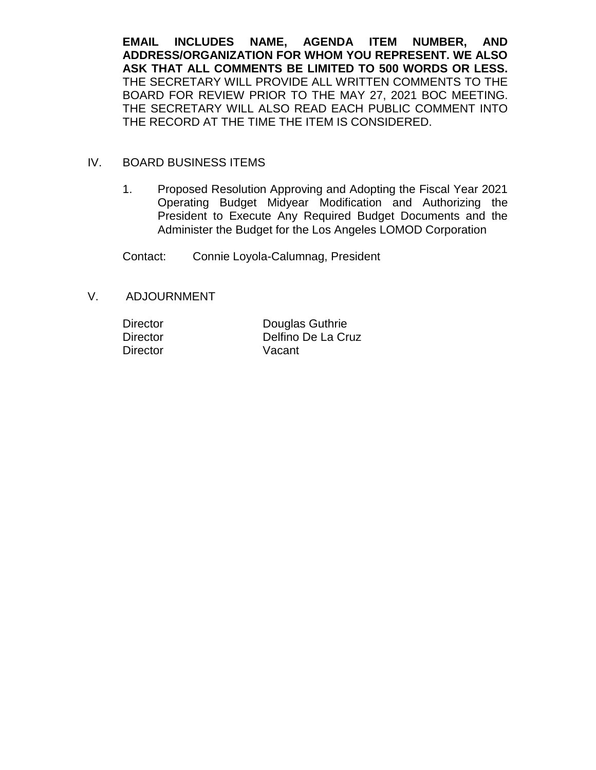**EMAIL INCLUDES NAME, AGENDA ITEM NUMBER, AND ADDRESS/ORGANIZATION FOR WHOM YOU REPRESENT. WE ALSO ASK THAT ALL COMMENTS BE LIMITED TO 500 WORDS OR LESS.** THE SECRETARY WILL PROVIDE ALL WRITTEN COMMENTS TO THE BOARD FOR REVIEW PRIOR TO THE MAY 27, 2021 BOC MEETING. THE SECRETARY WILL ALSO READ EACH PUBLIC COMMENT INTO THE RECORD AT THE TIME THE ITEM IS CONSIDERED.

IV. BOARD BUSINESS ITEMS

1. Proposed Resolution Approving and Adopting the Fiscal Year 2021 Operating Budget Midyear Modification and Authorizing the President to Execute Any Required Budget Documents and the Administer the Budget for the Los Angeles LOMOD Corporation

Contact: Connie Loyola-Calumnag, President

V. ADJOURNMENT

| | |
|---|---|
| Director | Douglas Guthrie |
| Director | Delfino De La Cruz |
| Director | Vacant |